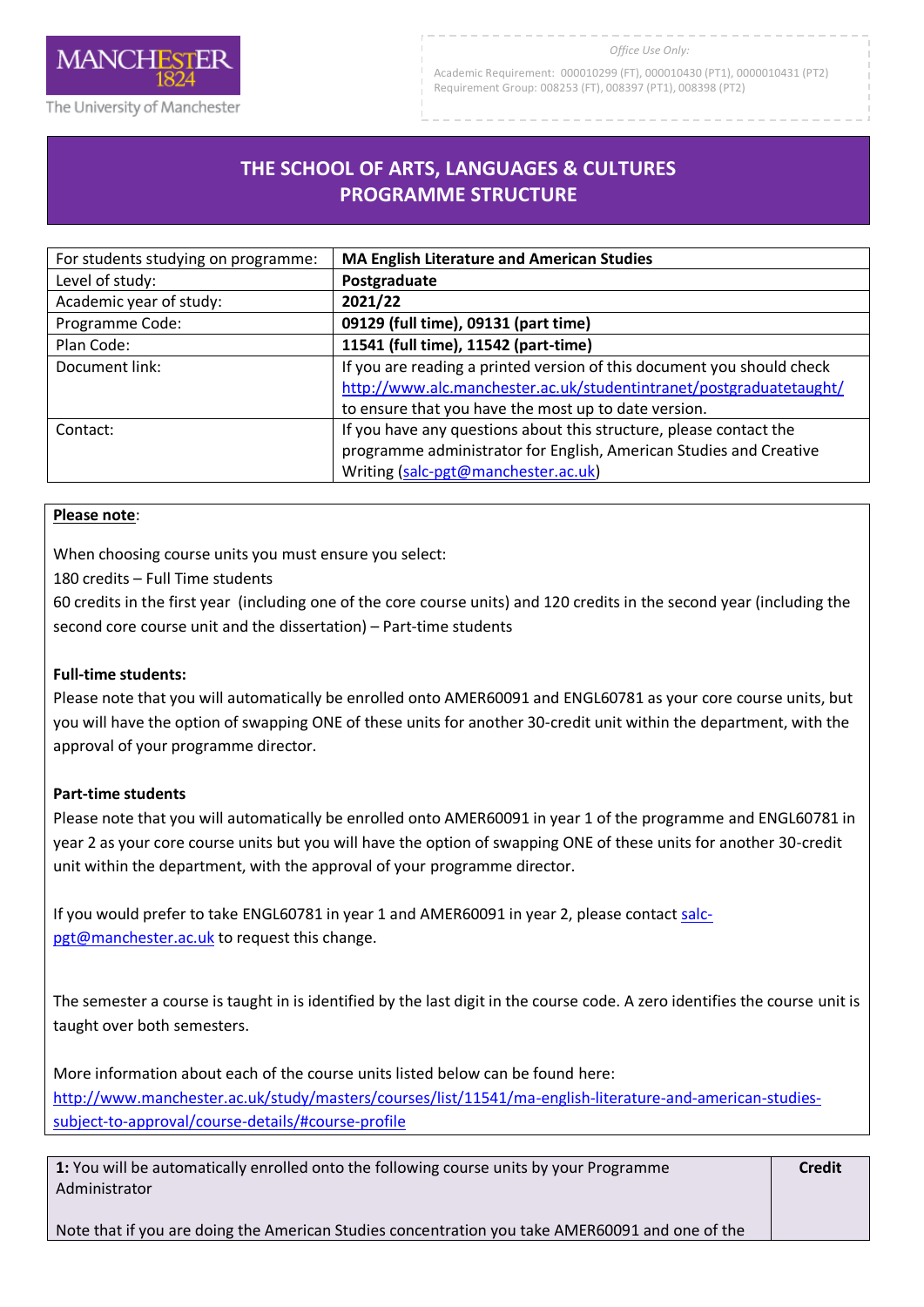Office Use Only:

Academic Requirement: 000010299 (FT), 000010430 (PT1), 0000010431 (PT2)
Requirement Group: 008253 (FT), 008397 (PT1), 008398 (PT2)

The University of Manchester

# THE SCHOOL OF ARTS, LANGUAGES & CULTURES PROGRAMME STRUCTURE

| For students studying on programme: | **MA English Literature and American Studies** |
|---|---|
| Level of study: | **Postgraduate** |
| Academic year of study: | **2021/22** |
| Programme Code: | **09129 (full time), 09131 (part time)** |
| Plan Code: | **11541 (full time), 11542 (part-time)** |
| Document link: | If you are reading a printed version of this document you should check http://www.alc.manchester.ac.uk/studentintranet/postgraduatetaught/ to ensure that you have the most up to date version. |
| Contact: | If you have any questions about this structure, please contact the programme administrator for English, American Studies and Creative Writing (salc-pgt@manchester.ac.uk) |

**Please note**:

When choosing course units you must ensure you select:

180 credits – Full Time students

60 credits in the first year (including one of the core course units) and 120 credits in the second year (including the second core course unit and the dissertation) – Part-time students

**Full-time students:**

Please note that you will automatically be enrolled onto AMER60091 and ENGL60781 as your core course units, but you will have the option of swapping ONE of these units for another 30-credit unit within the department, with the approval of your programme director.

**Part-time students**

Please note that you will automatically be enrolled onto AMER60091 in year 1 of the programme and ENGL60781 in year 2 as your core course units but you will have the option of swapping ONE of these units for another 30-credit unit within the department, with the approval of your programme director.

If you would prefer to take ENGL60781 in year 1 and AMER60091 in year 2, please contact salc-pgt@manchester.ac.uk to request this change.

The semester a course is taught in is identified by the last digit in the course code. A zero identifies the course unit is taught over both semesters.

More information about each of the course units listed below can be found here: http://www.manchester.ac.uk/study/masters/courses/list/11541/ma-english-literature-and-american-studies-subject-to-approval/course-details/#course-profile

| **1:** You will be automatically enrolled onto the following course units by your Programme Administrator<br><br>Note that if you are doing the American Studies concentration you take AMER60091 and one of the | **Credit** |
|---|---|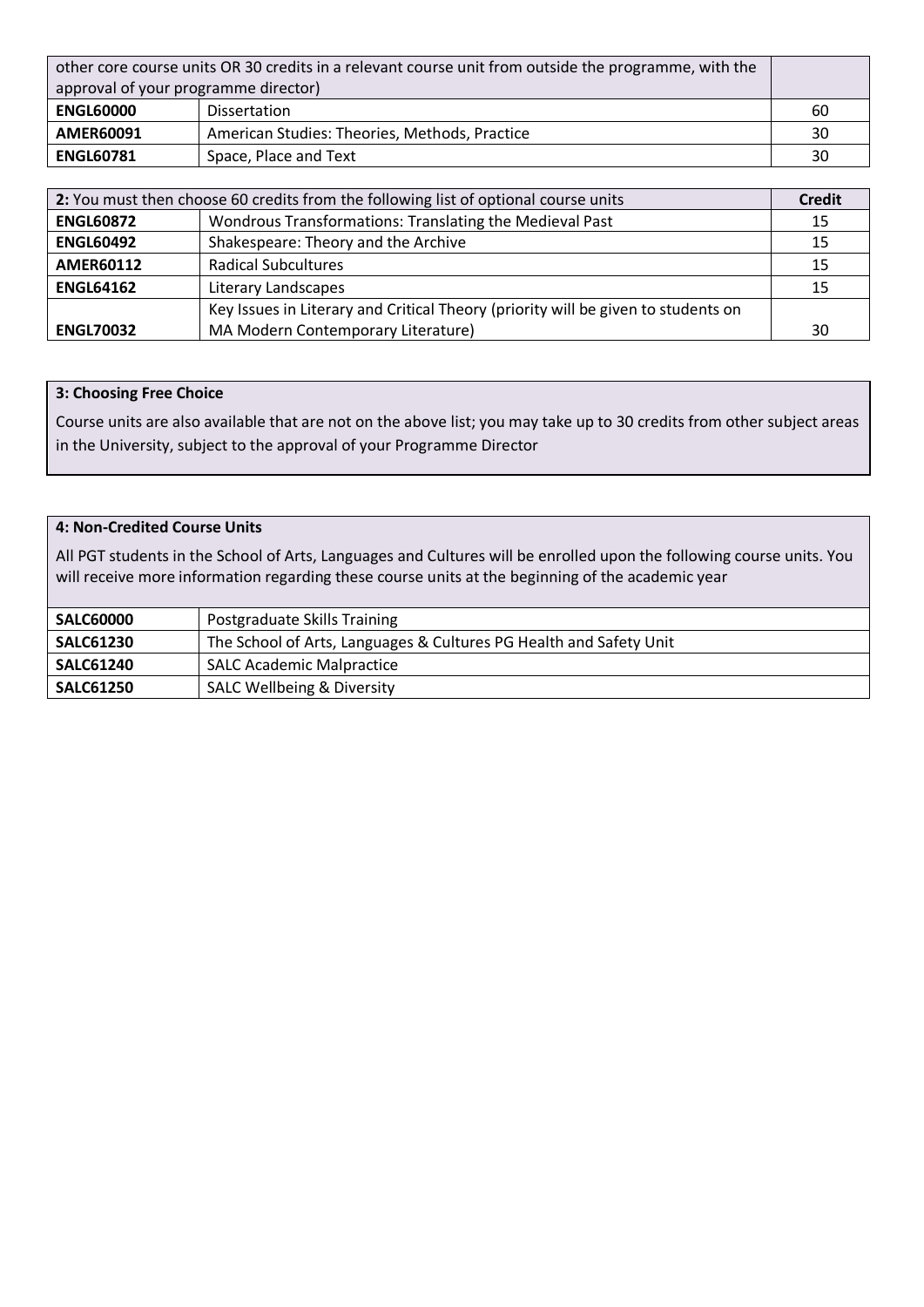| | | |
|---|---|---|
| other core course units OR 30 credits in a relevant course unit from outside the programme, with the approval of your programme director) | | |
| **ENGL60000** | Dissertation | 60 |
| **AMER60091** | American Studies: Theories, Methods, Practice | 30 |
| **ENGL60781** | Space, Place and Text | 30 |

| **2:** You must then choose 60 credits from the following list of optional course units | | **Credit** |
|---|---|---|
| **ENGL60872** | Wondrous Transformations: Translating the Medieval Past | 15 |
| **ENGL60492** | Shakespeare: Theory and the Archive | 15 |
| **AMER60112** | Radical Subcultures | 15 |
| **ENGL64162** | Literary Landscapes | 15 |
| **ENGL70032** | Key Issues in Literary and Critical Theory (priority will be given to students on MA Modern Contemporary Literature) | 30 |

**3: Choosing Free Choice**

Course units are also available that are not on the above list; you may take up to 30 credits from other subject areas in the University, subject to the approval of your Programme Director

**4: Non-Credited Course Units**

All PGT students in the School of Arts, Languages and Cultures will be enrolled upon the following course units. You will receive more information regarding these course units at the beginning of the academic year

| | |
|---|---|
| **SALC60000** | Postgraduate Skills Training |
| **SALC61230** | The School of Arts, Languages & Cultures PG Health and Safety Unit |
| **SALC61240** | SALC Academic Malpractice |
| **SALC61250** | SALC Wellbeing & Diversity |